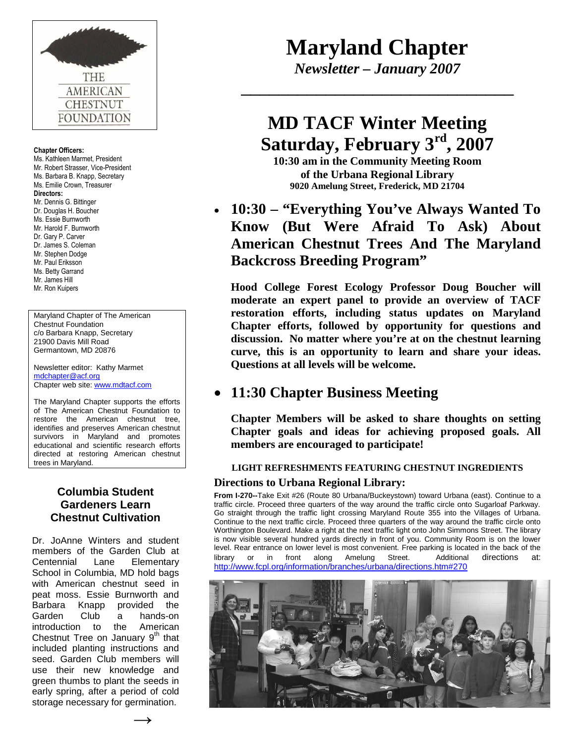THE AMERICAN CHESTNUT FOUNDATION

# Maryland Chapter

*Newsletter – January 2007*

**Chapter Officers:**
Ms. Kathleen Marmet, President
Mr. Robert Strasser, Vice-President
Ms. Barbara B. Knapp, Secretary
Ms. Emilie Crown, Treasurer

**Directors:**
Mr. Dennis G. Bittinger
Dr. Douglas H. Boucher
Ms. Essie Burnworth
Mr. Harold F. Burnworth
Dr. Gary P. Carver
Dr. James S. Coleman
Mr. Stephen Dodge
Mr. Paul Eriksson
Ms. Betty Garrand
Mr. James Hill
Mr. Ron Kuipers

Maryland Chapter of The American Chestnut Foundation
c/o Barbara Knapp, Secretary
21900 Davis Mill Road
Germantown, MD 20876

Newsletter editor: Kathy Marmet
mdchapter@acf.org
Chapter web site: www.mdtacf.com

The Maryland Chapter supports the efforts of The American Chestnut Foundation to restore the American chestnut tree, identifies and preserves American chestnut survivors in Maryland and promotes educational and scientific research efforts directed at restoring American chestnut trees in Maryland.

## MD TACF Winter Meeting Saturday, February 3rd, 2007

**10:30 am in the Community Meeting Room of the Urbana Regional Library**
**9020 Amelung Street, Frederick, MD 21704**

- ### 10:30 – "Everything You've Always Wanted To Know (But Were Afraid To Ask) About American Chestnut Trees And The Maryland Backcross Breeding Program"

**Hood College Forest Ecology Professor Doug Boucher will moderate an expert panel to provide an overview of TACF restoration efforts, including status updates on Maryland Chapter efforts, followed by opportunity for questions and discussion. No matter where you're at on the chestnut learning curve, this is an opportunity to learn and share your ideas. Questions at all levels will be welcome.**

- ### 11:30 Chapter Business Meeting

**Chapter Members will be asked to share thoughts on setting Chapter goals and ideas for achieving proposed goals. All members are encouraged to participate!**

**LIGHT REFRESHMENTS FEATURING CHESTNUT INGREDIENTS**

### Directions to Urbana Regional Library:

**From I-270--**Take Exit #26 (Route 80 Urbana/Buckeystown) toward Urbana (east). Continue to a traffic circle. Proceed three quarters of the way around the traffic circle onto Sugarloaf Parkway. Go straight through the traffic light crossing Maryland Route 355 into the Villages of Urbana. Continue to the next traffic circle. Proceed three quarters of the way around the traffic circle onto Worthington Boulevard. Make a right at the next traffic light onto John Simmons Street. The library is now visible several hundred yards directly in front of you. Community Room is on the lower level. Rear entrance on lower level is most convenient. Free parking is located in the back of the library or in front along Amelung Street. Additional directions at: http://www.fcpl.org/information/branches/urbana/directions.htm#270

## Columbia Student Gardeners Learn Chestnut Cultivation

Dr. JoAnne Winters and student members of the Garden Club at Centennial Lane Elementary School in Columbia, MD hold bags with American chestnut seed in peat moss. Essie Burnworth and Barbara Knapp provided the Garden Club a hands-on introduction to the American Chestnut Tree on January 9th that included planting instructions and seed. Garden Club members will use their new knowledge and green thumbs to plant the seeds in early spring, after a period of cold storage necessary for germination.

→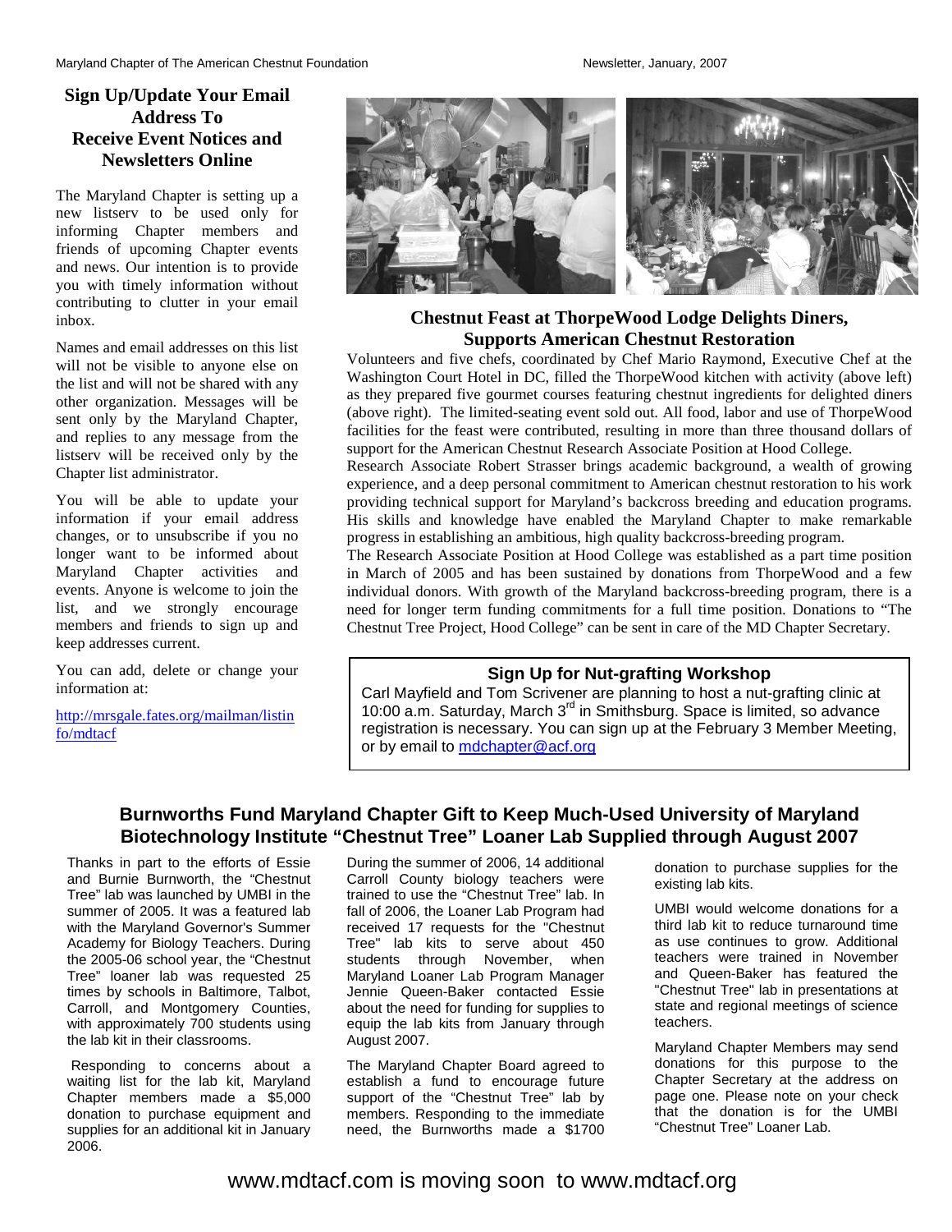## Sign Up/Update Your Email Address To Receive Event Notices and Newsletters Online

The Maryland Chapter is setting up a new listserv to be used only for informing Chapter members and friends of upcoming Chapter events and news. Our intention is to provide you with timely information without contributing to clutter in your email inbox.

Names and email addresses on this list will not be visible to anyone else on the list and will not be shared with any other organization. Messages will be sent only by the Maryland Chapter, and replies to any message from the listserv will be received only by the Chapter list administrator.

You will be able to update your information if your email address changes, or to unsubscribe if you no longer want to be informed about Maryland Chapter activities and events. Anyone is welcome to join the list, and we strongly encourage members and friends to sign up and keep addresses current.

You can add, delete or change your information at:

http://mrsgale.fates.org/mailman/listinfo/mdtacf

## Chestnut Feast at ThorpeWood Lodge Delights Diners, Supports American Chestnut Restoration

Volunteers and five chefs, coordinated by Chef Mario Raymond, Executive Chef at the Washington Court Hotel in DC, filled the ThorpeWood kitchen with activity (above left) as they prepared five gourmet courses featuring chestnut ingredients for delighted diners (above right). The limited-seating event sold out. All food, labor and use of ThorpeWood facilities for the feast were contributed, resulting in more than three thousand dollars of support for the American Chestnut Research Associate Position at Hood College.

Research Associate Robert Strasser brings academic background, a wealth of growing experience, and a deep personal commitment to American chestnut restoration to his work providing technical support for Maryland's backcross breeding and education programs. His skills and knowledge have enabled the Maryland Chapter to make remarkable progress in establishing an ambitious, high quality backcross-breeding program.

The Research Associate Position at Hood College was established as a part time position in March of 2005 and has been sustained by donations from ThorpeWood and a few individual donors. With growth of the Maryland backcross-breeding program, there is a need for longer term funding commitments for a full time position. Donations to "The Chestnut Tree Project, Hood College" can be sent in care of the MD Chapter Secretary.

### Sign Up for Nut-grafting Workshop

Carl Mayfield and Tom Scrivener are planning to host a nut-grafting clinic at 10:00 a.m. Saturday, March 3rd in Smithsburg. Space is limited, so advance registration is necessary. You can sign up at the February 3 Member Meeting, or by email to mdchapter@acf.org

## Burnworths Fund Maryland Chapter Gift to Keep Much-Used University of Maryland Biotechnology Institute "Chestnut Tree" Loaner Lab Supplied through August 2007

Thanks in part to the efforts of Essie and Burnie Burnworth, the "Chestnut Tree" lab was launched by UMBI in the summer of 2005. It was a featured lab with the Maryland Governor's Summer Academy for Biology Teachers. During the 2005-06 school year, the "Chestnut Tree" loaner lab was requested 25 times by schools in Baltimore, Talbot, Carroll, and Montgomery Counties, with approximately 700 students using the lab kit in their classrooms.

Responding to concerns about a waiting list for the lab kit, Maryland Chapter members made a $5,000 donation to purchase equipment and supplies for an additional kit in January 2006.

During the summer of 2006, 14 additional Carroll County biology teachers were trained to use the "Chestnut Tree" lab. In fall of 2006, the Loaner Lab Program had received 17 requests for the "Chestnut Tree" lab kits to serve about 450 students through November, when Maryland Loaner Lab Program Manager Jennie Queen-Baker contacted Essie about the need for funding for supplies to equip the lab kits from January through August 2007.

The Maryland Chapter Board agreed to establish a fund to encourage future support of the "Chestnut Tree" lab by members. Responding to the immediate need, the Burnworths made a $1700 donation to purchase supplies for the existing lab kits.

UMBI would welcome donations for a third lab kit to reduce turnaround time as use continues to grow. Additional teachers were trained in November and Queen-Baker has featured the "Chestnut Tree" lab in presentations at state and regional meetings of science teachers.

Maryland Chapter Members may send donations for this purpose to the Chapter Secretary at the address on page one. Please note on your check that the donation is for the UMBI "Chestnut Tree" Loaner Lab.

www.mdtacf.com is moving soon to www.mdtacf.org